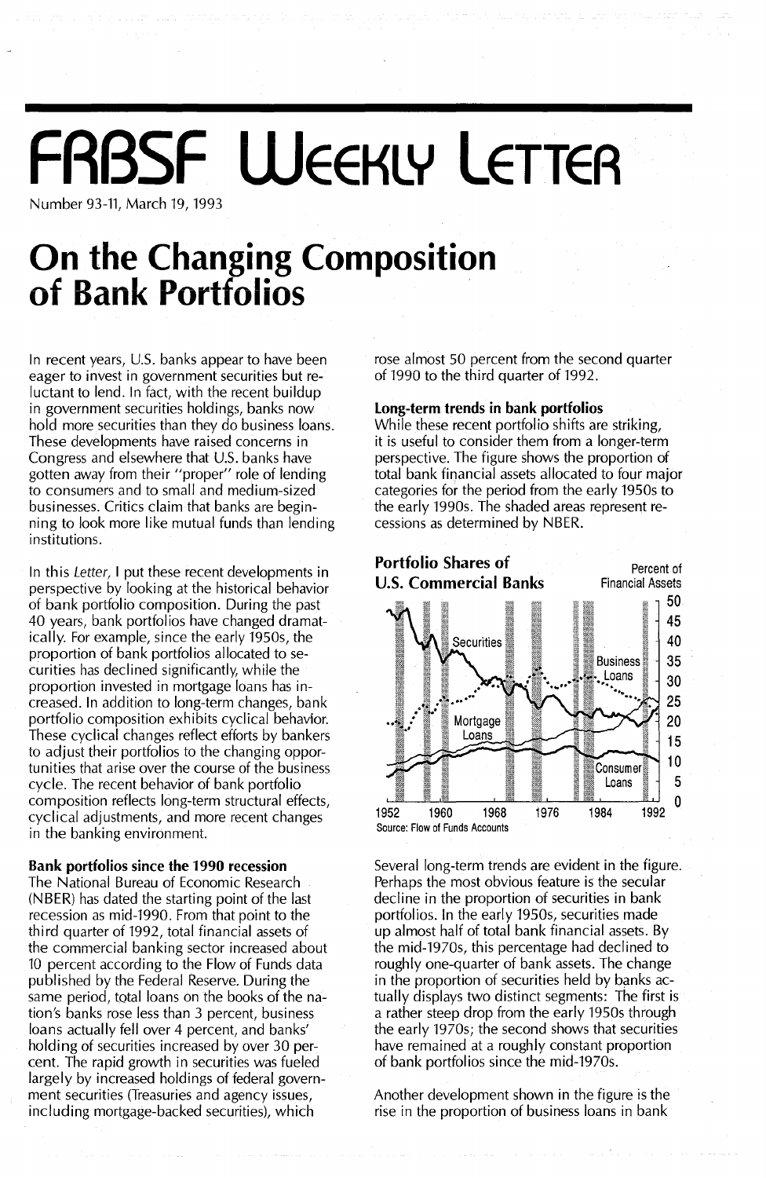# FRBSF Weekly Letter

Number 93-11, March 19, 1993

# On the Changing Composition of Bank Portfolios

In recent years, U.S. banks appear to have been eager to invest in government securities but reluctant to lend. In fact, with the recent buildup in government securities holdings, banks now hold more securities than they do business loans. These developments have raised concerns in Congress and elsewhere that U.S. banks have gotten away from their "proper" role of lending to consumers and to small and medium-sized businesses. Critics claim that banks are beginning to look more like mutual funds than lending institutions.

In this *Letter*, I put these recent developments in perspective by looking at the historical behavior of bank portfolio composition. During the past 40 years, bank portfolios have changed dramatically. For example, since the early 1950s, the proportion of bank portfolios allocated to securities has declined significantly, while the proportion invested in mortgage loans has increased. In addition to long-term changes, bank portfolio composition exhibits cyclical behavior. These cyclical changes reflect efforts by bankers to adjust their portfolios to the changing opportunities that arise over the course of the business cycle. The recent behavior of bank portfolio composition reflects long-term structural effects, cyclical adjustments, and more recent changes in the banking environment.

**Bank portfolios since the 1990 recession**

The National Bureau of Economic Research (NBER) has dated the starting point of the last recession as mid-1990. From that point to the third quarter of 1992, total financial assets of the commercial banking sector increased about 10 percent according to the Flow of Funds data published by the Federal Reserve. During the same period, total loans on the books of the nation's banks rose less than 3 percent, business loans actually fell over 4 percent, and banks' holding of securities increased by over 30 percent. The rapid growth in securities was fueled largely by increased holdings of federal government securities (Treasuries and agency issues, including mortgage-backed securities), which rose almost 50 percent from the second quarter of 1990 to the third quarter of 1992.

**Long-term trends in bank portfolios**

While these recent portfolio shifts are striking, it is useful to consider them from a longer-term perspective. The figure shows the proportion of total bank financial assets allocated to four major categories for the period from the early 1950s to the early 1990s. The shaded areas represent recessions as determined by NBER.

**Portfolio Shares of U.S. Commercial Banks**

Percent of Financial Assets

Source: Flow of Funds Accounts

Several long-term trends are evident in the figure. Perhaps the most obvious feature is the secular decline in the proportion of securities in bank portfolios. In the early 1950s, securities made up almost half of total bank financial assets. By the mid-1970s, this percentage had declined to roughly one-quarter of bank assets. The change in the proportion of securities held by banks actually displays two distinct segments: The first is a rather steep drop from the early 1950s through the early 1970s; the second shows that securities have remained at a roughly constant proportion of bank portfolios since the mid-1970s.

Another development shown in the figure is the rise in the proportion of business loans in bank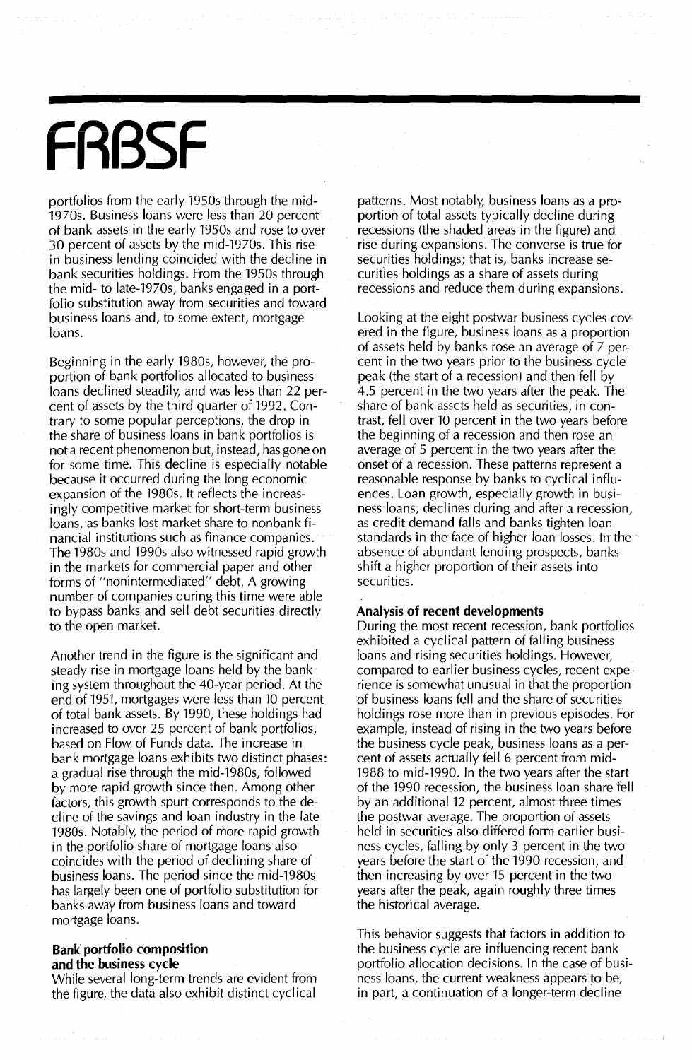portfolios from the early 1950s through the mid-1970s. Business loans were less than 20 percent of bank assets in the early 1950s and rose to over 30 percent of assets by the mid-1970s. This rise in business lending coincided with the decline in bank securities holdings. From the 1950s through the mid- to late-1970s, banks engaged in a portfolio substitution away from securities and toward business loans and, to some extent, mortgage loans.

Beginning in the early 1980s, however, the proportion of bank portfolios allocated to business loans declined steadily, and was less than 22 percent of assets by the third quarter of 1992. Contrary to some popular perceptions, the drop in the share of business loans in bank portfolios is not a recent phenomenon but, instead, has gone on for some time. This decline is especially notable because it occurred during the long economic expansion of the 1980s. It reflects the increasingly competitive market for short-term business loans, as banks lost market share to nonbank financial institutions such as finance companies. The 1980s and 1990s also witnessed rapid growth in the markets for commercial paper and other forms of "nonintermediated" debt. A growing number of companies during this time were able to bypass banks and sell debt securities directly to the open market.

Another trend in the figure is the significant and steady rise in mortgage loans held by the banking system throughout the 40-year period. At the end of 1951, mortgages were less than 10 percent of total bank assets. By 1990, these holdings had increased to over 25 percent of bank portfolios, based on Flow of Funds data. The increase in bank mortgage loans exhibits two distinct phases: a gradual rise through the mid-1980s, followed by more rapid growth since then. Among other factors, this growth spurt corresponds to the decline of the savings and loan industry in the late 1980s. Notably, the period of more rapid growth in the portfolio share of mortgage loans also coincides with the period of declining share of business loans. The period since the mid-1980s has largely been one of portfolio substitution for banks away from business loans and toward mortgage loans.

### Bank portfolio composition and the business cycle

While several long-term trends are evident from the figure, the data also exhibit distinct cyclical patterns. Most notably, business loans as a proportion of total assets typically decline during recessions (the shaded areas in the figure) and rise during expansions. The converse is true for securities holdings; that is, banks increase securities holdings as a share of assets during recessions and reduce them during expansions.

Looking at the eight postwar business cycles covered in the figure, business loans as a proportion of assets held by banks rose an average of 7 percent in the two years prior to the business cycle peak (the start of a recession) and then fell by 4.5 percent in the two years after the peak. The share of bank assets held as securities, in contrast, fell over 10 percent in the two years before the beginning of a recession and then rose an average of 5 percent in the two years after the onset of a recession. These patterns represent a reasonable response by banks to cyclical influences. Loan growth, especially growth in business loans, declines during and after a recession, as credit demand falls and banks tighten loan standards in the face of higher loan losses. In the absence of abundant lending prospects, banks shift a higher proportion of their assets into securities.

### Analysis of recent developments

During the most recent recession, bank portfolios exhibited a cyclical pattern of falling business loans and rising securities holdings. However, compared to earlier business cycles, recent experience is somewhat unusual in that the proportion of business loans fell and the share of securities holdings rose more than in previous episodes. For example, instead of rising in the two years before the business cycle peak, business loans as a percent of assets actually fell 6 percent from mid-1988 to mid-1990. In the two years after the start of the 1990 recession, the business loan share fell by an additional 12 percent, almost three times the postwar average. The proportion of assets held in securities also differed form earlier business cycles, falling by only 3 percent in the two years before the start of the 1990 recession, and then increasing by over 15 percent in the two years after the peak, again roughly three times the historical average.

This behavior suggests that factors in addition to the business cycle are influencing recent bank portfolio allocation decisions. In the case of business loans, the current weakness appears to be, in part, a continuation of a longer-term decline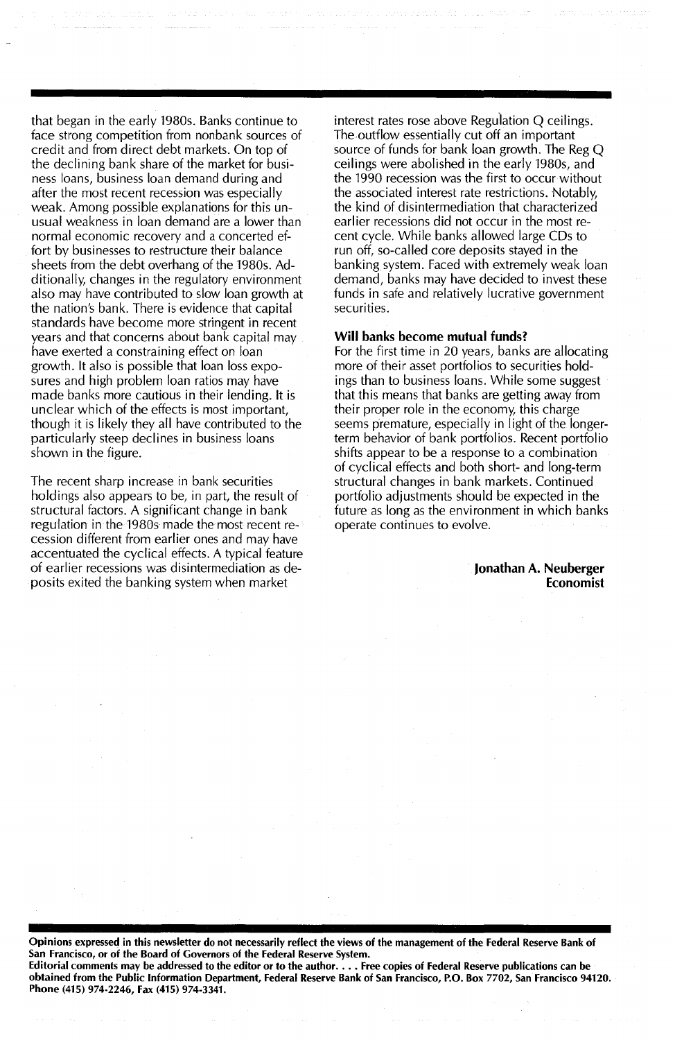that began in the early 1980s. Banks continue to face strong competition from nonbank sources of credit and from direct debt markets. On top of the declining bank share of the market for business loans, business loan demand during and after the most recent recession was especially weak. Among possible explanations for this unusual weakness in loan demand are a lower than normal economic recovery and a concerted effort by businesses to restructure their balance sheets from the debt overhang of the 1980s. Additionally, changes in the regulatory environment also may have contributed to slow loan growth at the nation's bank. There is evidence that capital standards have become more stringent in recent years and that concerns about bank capital may have exerted a constraining effect on loan growth. It also is possible that loan loss exposures and high problem loan ratios may have made banks more cautious in their lending. It is unclear which of the effects is most important, though it is likely they all have contributed to the particularly steep declines in business loans shown in the figure.

The recent sharp increase in bank securities holdings also appears to be, in part, the result of structural factors. A significant change in bank regulation in the 1980s made the most recent recession different from earlier ones and may have accentuated the cyclical effects. A typical feature of earlier recessions was disintermediation as deposits exited the banking system when market interest rates rose above Regulation Q ceilings. The outflow essentially cut off an important source of funds for bank loan growth. The Reg Q ceilings were abolished in the early 1980s, and the 1990 recession was the first to occur without the associated interest rate restrictions. Notably, the kind of disintermediation that characterized earlier recessions did not occur in the most recent cycle. While banks allowed large CDs to run off, so-called core deposits stayed in the banking system. Faced with extremely weak loan demand, banks may have decided to invest these funds in safe and relatively lucrative government securities.

**Will banks become mutual funds?**

For the first time in 20 years, banks are allocating more of their asset portfolios to securities holdings than to business loans. While some suggest that this means that banks are getting away from their proper role in the economy, this charge seems premature, especially in light of the longer-term behavior of bank portfolios. Recent portfolio shifts appear to be a response to a combination of cyclical effects and both short- and long-term structural changes in bank markets. Continued portfolio adjustments should be expected in the future as long as the environment in which banks operate continues to evolve.

**Jonathan A. Neuberger**
**Economist**

**Opinions expressed in this newsletter do not necessarily reflect the views of the management of the Federal Reserve Bank of San Francisco, or of the Board of Governors of the Federal Reserve System.**

**Editorial comments may be addressed to the editor or to the author. . . . Free copies of Federal Reserve publications can be obtained from the Public Information Department, Federal Reserve Bank of San Francisco, P.O. Box 7702, San Francisco 94120. Phone (415) 974-2246, Fax (415) 974-3341.**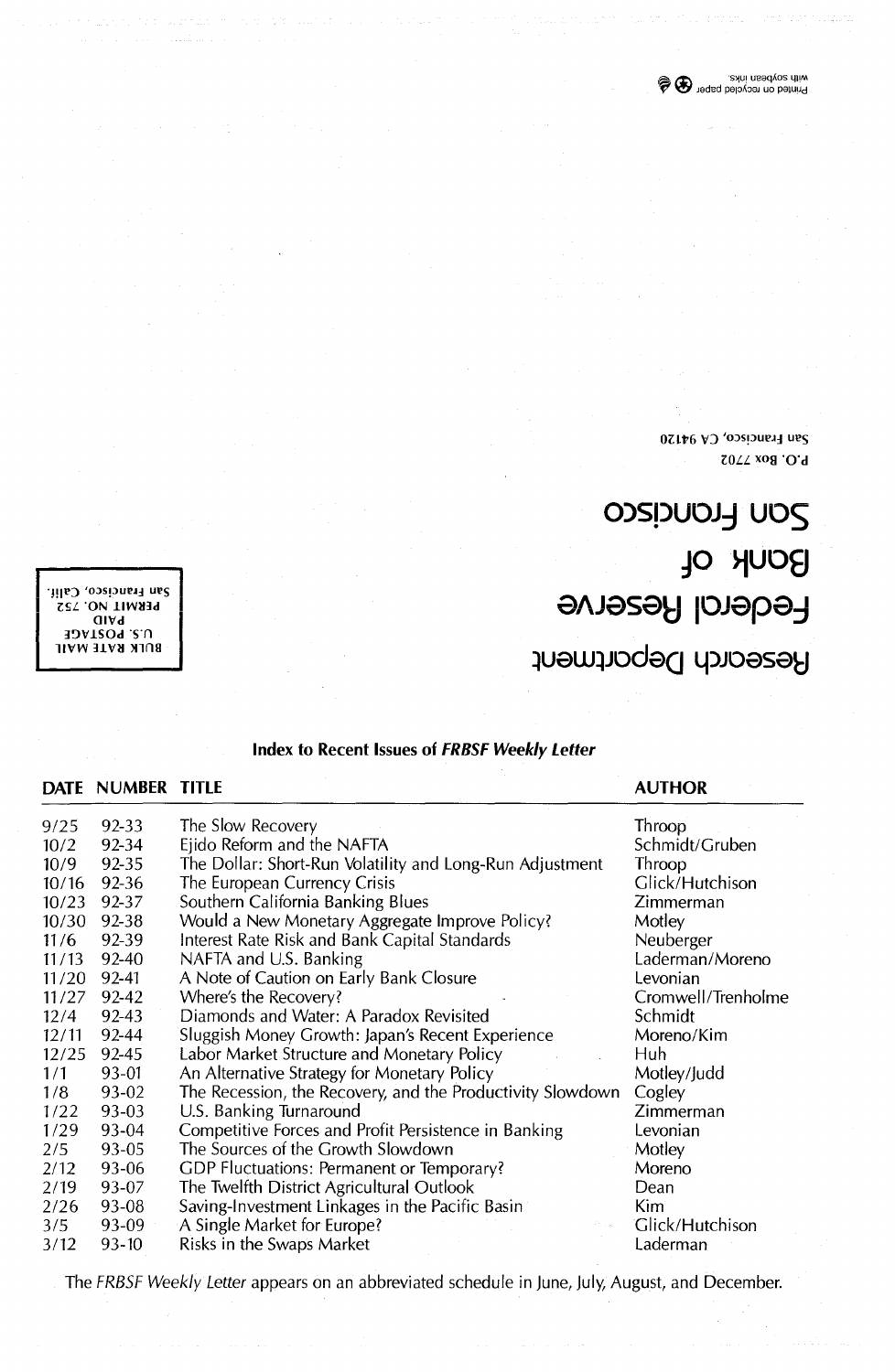Printed on recycled paper with soybean inks.

Research Department

Federal Reserve

Bank of

San Francisco

P.O. Box 7702

San Francisco, CA 94120

BULK RATE MAIL
U.S. POSTAGE
PAID
PERMIT NO. 752
San Francisco, Calif.

**Index to Recent Issues of *FRBSF Weekly Letter***

| DATE | NUMBER | TITLE | AUTHOR |
|---|---|---|---|
| 9/25 | 92-33 | The Slow Recovery | Throop |
| 10/2 | 92-34 | Ejido Reform and the NAFTA | Schmidt/Gruben |
| 10/9 | 92-35 | The Dollar: Short-Run Volatility and Long-Run Adjustment | Throop |
| 10/16 | 92-36 | The European Currency Crisis | Glick/Hutchison |
| 10/23 | 92-37 | Southern California Banking Blues | Zimmerman |
| 10/30 | 92-38 | Would a New Monetary Aggregate Improve Policy? | Motley |
| 11/6 | 92-39 | Interest Rate Risk and Bank Capital Standards | Neuberger |
| 11/13 | 92-40 | NAFTA and U.S. Banking | Laderman/Moreno |
| 11/20 | 92-41 | A Note of Caution on Early Bank Closure | Levonian |
| 11/27 | 92-42 | Where's the Recovery? | Cromwell/Trenholme |
| 12/4 | 92-43 | Diamonds and Water: A Paradox Revisited | Schmidt |
| 12/11 | 92-44 | Sluggish Money Growth: Japan's Recent Experience | Moreno/Kim |
| 12/25 | 92-45 | Labor Market Structure and Monetary Policy | Huh |
| 1/1 | 93-01 | An Alternative Strategy for Monetary Policy | Motley/Judd |
| 1/8 | 93-02 | The Recession, the Recovery, and the Productivity Slowdown | Cogley |
| 1/22 | 93-03 | U.S. Banking Turnaround | Zimmerman |
| 1/29 | 93-04 | Competitive Forces and Profit Persistence in Banking | Levonian |
| 2/5 | 93-05 | The Sources of the Growth Slowdown | Motley |
| 2/12 | 93-06 | GDP Fluctuations: Permanent or Temporary? | Moreno |
| 2/19 | 93-07 | The Twelfth District Agricultural Outlook | Dean |
| 2/26 | 93-08 | Saving-Investment Linkages in the Pacific Basin | Kim |
| 3/5 | 93-09 | A Single Market for Europe? | Glick/Hutchison |
| 3/12 | 93-10 | Risks in the Swaps Market | Laderman |

The *FRBSF Weekly Letter* appears on an abbreviated schedule in June, July, August, and December.